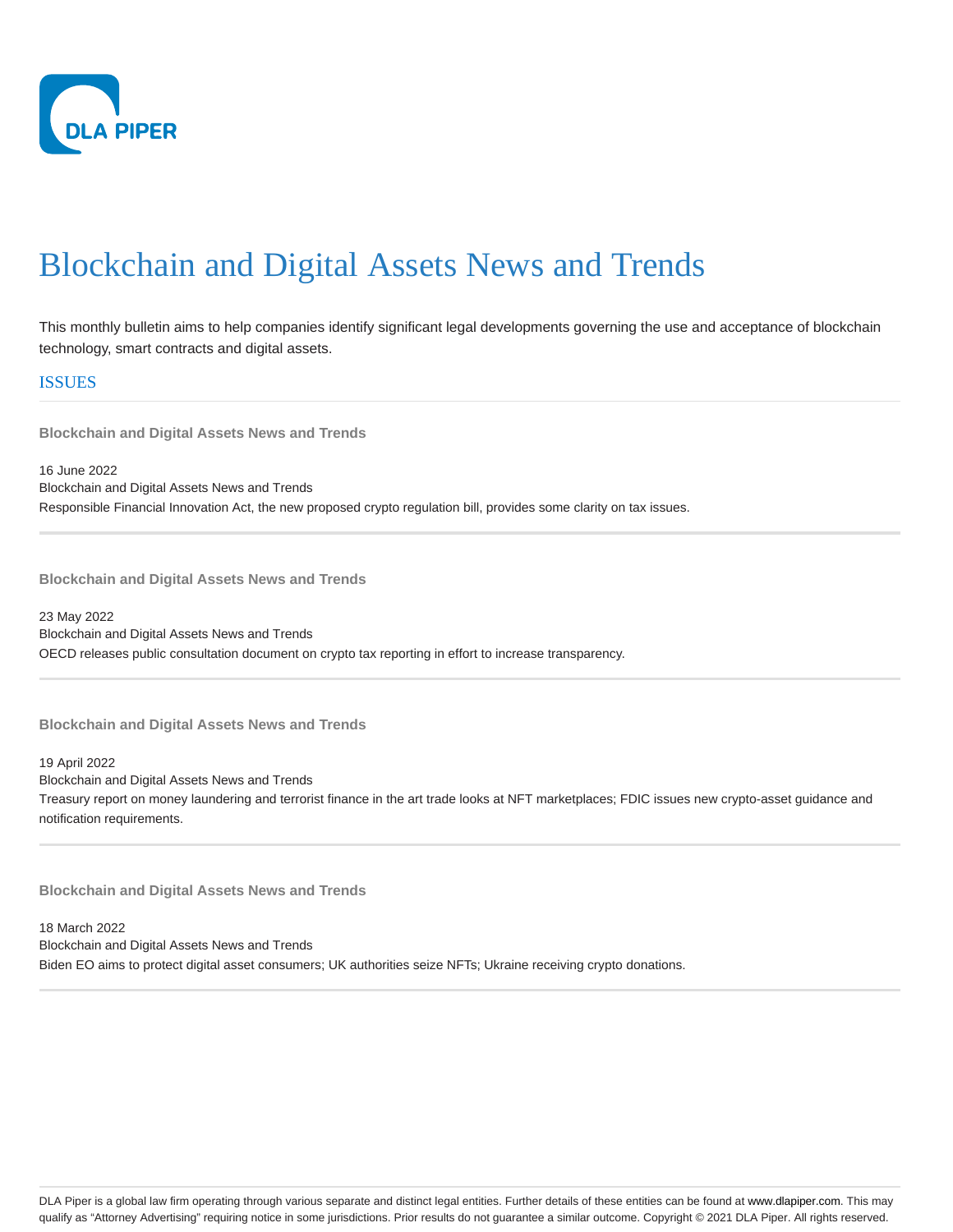DLA PIPER

# Blockchain and Digital Assets News and Trends

This monthly bulletin aims to help companies identify significant legal developments governing the use and acceptance of blockchain technology, smart contracts and digital assets.

## ISSUES

---

**Blockchain and Digital Assets News and Trends**

16 June 2022
Blockchain and Digital Assets News and Trends
Responsible Financial Innovation Act, the new proposed crypto regulation bill, provides some clarity on tax issues.

---

**Blockchain and Digital Assets News and Trends**

23 May 2022
Blockchain and Digital Assets News and Trends
OECD releases public consultation document on crypto tax reporting in effort to increase transparency.

---

**Blockchain and Digital Assets News and Trends**

19 April 2022
Blockchain and Digital Assets News and Trends
Treasury report on money laundering and terrorist finance in the art trade looks at NFT marketplaces; FDIC issues new crypto-asset guidance and notification requirements.

---

**Blockchain and Digital Assets News and Trends**

18 March 2022
Blockchain and Digital Assets News and Trends
Biden EO aims to protect digital asset consumers; UK authorities seize NFTs; Ukraine receiving crypto donations.

---

DLA Piper is a global law firm operating through various separate and distinct legal entities. Further details of these entities can be found at www.dlapiper.com. This may qualify as "Attorney Advertising" requiring notice in some jurisdictions. Prior results do not guarantee a similar outcome. Copyright © 2021 DLA Piper. All rights reserved.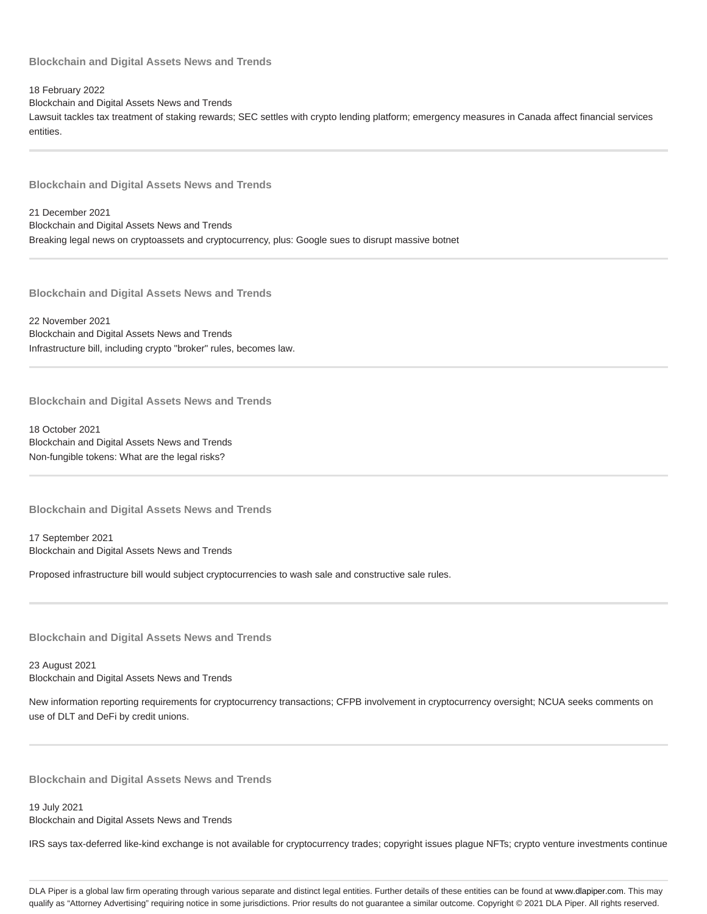### Blockchain and Digital Assets News and Trends

18 February 2022
Blockchain and Digital Assets News and Trends
Lawsuit tackles tax treatment of staking rewards; SEC settles with crypto lending platform; emergency measures in Canada affect financial services entities.

---

### Blockchain and Digital Assets News and Trends

21 December 2021
Blockchain and Digital Assets News and Trends
Breaking legal news on cryptoassets and cryptocurrency, plus: Google sues to disrupt massive botnet

---

### Blockchain and Digital Assets News and Trends

22 November 2021
Blockchain and Digital Assets News and Trends
Infrastructure bill, including crypto "broker" rules, becomes law.

---

### Blockchain and Digital Assets News and Trends

18 October 2021
Blockchain and Digital Assets News and Trends
Non-fungible tokens: What are the legal risks?

---

### Blockchain and Digital Assets News and Trends

17 September 2021
Blockchain and Digital Assets News and Trends

Proposed infrastructure bill would subject cryptocurrencies to wash sale and constructive sale rules.

---

### Blockchain and Digital Assets News and Trends

23 August 2021
Blockchain and Digital Assets News and Trends

New information reporting requirements for cryptocurrency transactions; CFPB involvement in cryptocurrency oversight; NCUA seeks comments on use of DLT and DeFi by credit unions.

---

### Blockchain and Digital Assets News and Trends

19 July 2021
Blockchain and Digital Assets News and Trends

IRS says tax-deferred like-kind exchange is not available for cryptocurrency trades; copyright issues plague NFTs; crypto venture investments continue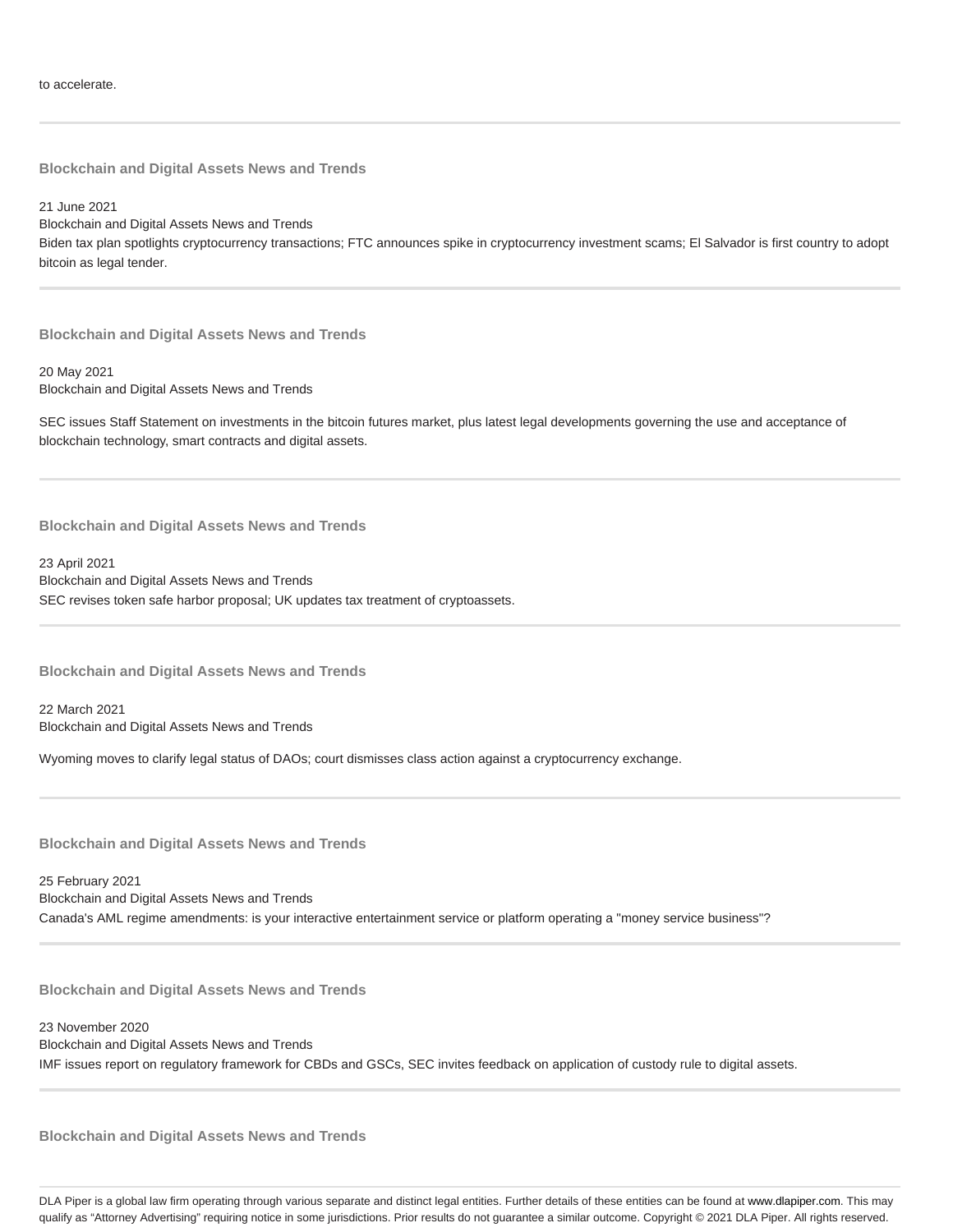to accelerate.

---

### Blockchain and Digital Assets News and Trends

21 June 2021
Blockchain and Digital Assets News and Trends
Biden tax plan spotlights cryptocurrency transactions; FTC announces spike in cryptocurrency investment scams; El Salvador is first country to adopt bitcoin as legal tender.

---

### Blockchain and Digital Assets News and Trends

20 May 2021
Blockchain and Digital Assets News and Trends

SEC issues Staff Statement on investments in the bitcoin futures market, plus latest legal developments governing the use and acceptance of blockchain technology, smart contracts and digital assets.

---

### Blockchain and Digital Assets News and Trends

23 April 2021
Blockchain and Digital Assets News and Trends
SEC revises token safe harbor proposal; UK updates tax treatment of cryptoassets.

---

### Blockchain and Digital Assets News and Trends

22 March 2021
Blockchain and Digital Assets News and Trends

Wyoming moves to clarify legal status of DAOs; court dismisses class action against a cryptocurrency exchange.

---

### Blockchain and Digital Assets News and Trends

25 February 2021
Blockchain and Digital Assets News and Trends
Canada's AML regime amendments: is your interactive entertainment service or platform operating a "money service business"?

---

### Blockchain and Digital Assets News and Trends

23 November 2020
Blockchain and Digital Assets News and Trends
IMF issues report on regulatory framework for CBDs and GSCs, SEC invites feedback on application of custody rule to digital assets.

---

### Blockchain and Digital Assets News and Trends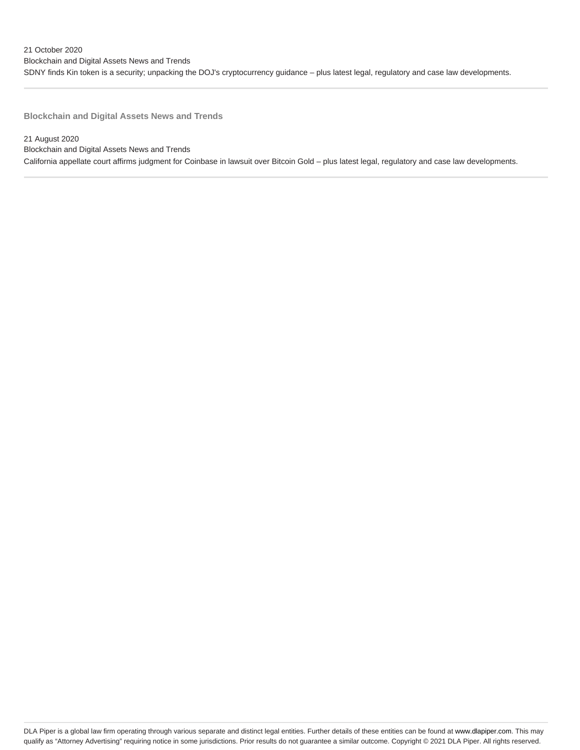21 October 2020
Blockchain and Digital Assets News and Trends
SDNY finds Kin token is a security; unpacking the DOJ's cryptocurrency guidance – plus latest legal, regulatory and case law developments.

---

**Blockchain and Digital Assets News and Trends**

21 August 2020
Blockchain and Digital Assets News and Trends
California appellate court affirms judgment for Coinbase in lawsuit over Bitcoin Gold – plus latest legal, regulatory and case law developments.

---